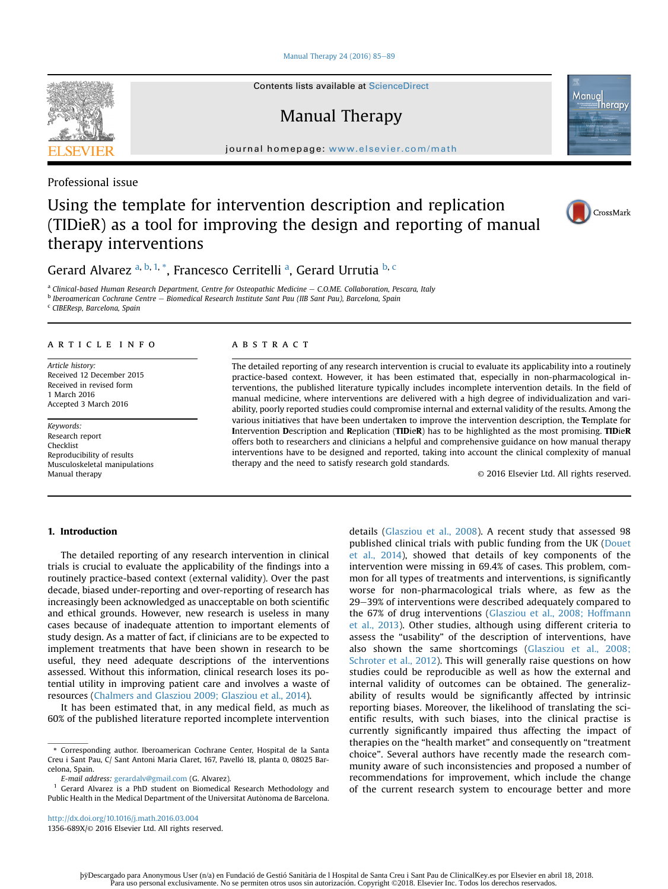Professional issue

# Using the template for intervention description and replication (TIDieR) as a tool for improving the design and reporting of manual therapy interventions

Gerard Alvarez [a, b, 1, *], Francesco Cerritelli [a], Gerard Urrutia [b, c]

[a] Clinical-based Human Research Department, Centre for Osteopathic Medicine — C.O.ME. Collaboration, Pescara, Italy
[b] Iberoamerican Cochrane Centre — Biomedical Research Institute Sant Pau (IIB Sant Pau), Barcelona, Spain
[c] CIBEResp, Barcelona, Spain

**ARTICLE INFO**

*Article history:*
Received 12 December 2015
Received in revised form
1 March 2016
Accepted 3 March 2016

*Keywords:*
Research report
Checklist
Reproducibility of results
Musculoskeletal manipulations
Manual therapy

**ABSTRACT**

The detailed reporting of any research intervention is crucial to evaluate its applicability into a routinely practice-based context. However, it has been estimated that, especially in non-pharmacological interventions, the published literature typically includes incomplete intervention details. In the field of manual medicine, where interventions are delivered with a high degree of individualization and variability, poorly reported studies could compromise internal and external validity of the results. Among the various initiatives that have been undertaken to improve the intervention description, the **T**emplate for **I**ntervention **D**escription and **R**eplication (**TIDieR**) has to be highlighted as the most promising. **TIDieR** offers both to researchers and clinicians a helpful and comprehensive guidance on how manual therapy interventions have to be designed and reported, taking into account the clinical complexity of manual therapy and the need to satisfy research gold standards.

© 2016 Elsevier Ltd. All rights reserved.

## 1. Introduction

The detailed reporting of any research intervention in clinical trials is crucial to evaluate the applicability of the findings into a routinely practice-based context (external validity). Over the past decade, biased under-reporting and over-reporting of research has increasingly been acknowledged as unacceptable on both scientific and ethical grounds. However, new research is useless in many cases because of inadequate attention to important elements of study design. As a matter of fact, if clinicians are to be expected to implement treatments that have been shown in research to be useful, they need adequate descriptions of the interventions assessed. Without this information, clinical research loses its potential utility in improving patient care and involves a waste of resources (Chalmers and Glasziou 2009; Glasziou et al., 2014).

It has been estimated that, in any medical field, as much as 60% of the published literature reported incomplete intervention details (Glasziou et al., 2008). A recent study that assessed 98 published clinical trials with public funding from the UK (Douet et al., 2014), showed that details of key components of the intervention were missing in 69.4% of cases. This problem, common for all types of treatments and interventions, is significantly worse for non-pharmacological trials where, as few as the 29–39% of interventions were described adequately compared to the 67% of drug interventions (Glasziou et al., 2008; Hoffmann et al., 2013). Other studies, although using different criteria to assess the "usability" of the description of interventions, have also shown the same shortcomings (Glasziou et al., 2008; Schroter et al., 2012). This will generally raise questions on how studies could be reproducible as well as how the external and internal validity of outcomes can be obtained. The generalizability of results would be significantly affected by intrinsic reporting biases. Moreover, the likelihood of translating the scientific results, with such biases, into the clinical practise is currently significantly impaired thus affecting the impact of therapies on the "health market" and consequently on "treatment choice". Several authors have recently made the research community aware of such inconsistencies and proposed a number of recommendations for improvement, which include the change of the current research system to encourage better and more

\* Corresponding author. Iberoamerican Cochrane Center, Hospital de la Santa Creu i Sant Pau, C/ Sant Antoni Maria Claret, 167, Pavelló 18, planta 0, 08025 Barcelona, Spain.
*E-mail address:* gerardalv@gmail.com (G. Alvarez).
[1] Gerard Alvarez is a PhD student on Biomedical Research Methodology and Public Health in the Medical Department of the Universitat Autònoma de Barcelona.

http://dx.doi.org/10.1016/j.math.2016.03.004
1356-689X/© 2016 Elsevier Ltd. All rights reserved.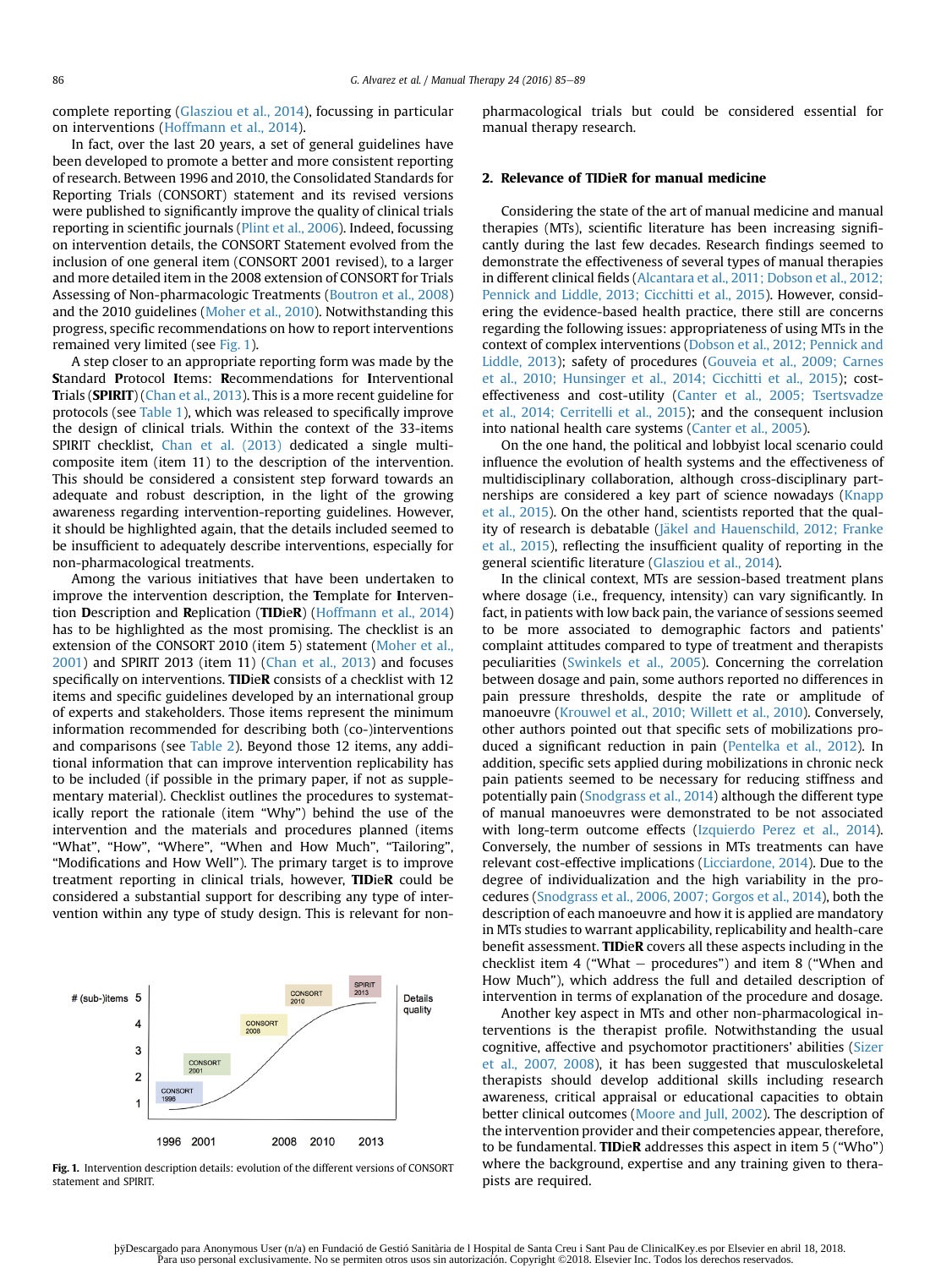complete reporting (Glasziou et al., 2014), focussing in particular on interventions (Hoffmann et al., 2014).

In fact, over the last 20 years, a set of general guidelines have been developed to promote a better and more consistent reporting of research. Between 1996 and 2010, the Consolidated Standards for Reporting Trials (CONSORT) statement and its revised versions were published to significantly improve the quality of clinical trials reporting in scientific journals (Plint et al., 2006). Indeed, focussing on intervention details, the CONSORT Statement evolved from the inclusion of one general item (CONSORT 2001 revised), to a larger and more detailed item in the 2008 extension of CONSORT for Trials Assessing of Non-pharmacologic Treatments (Boutron et al., 2008) and the 2010 guidelines (Moher et al., 2010). Notwithstanding this progress, specific recommendations on how to report interventions remained very limited (see Fig. 1).

A step closer to an appropriate reporting form was made by the **S**tandard **P**rotocol **I**tems: **R**ecommendations for **I**nterventional **T**rials (**SPIRIT**) (Chan et al., 2013). This is a more recent guideline for protocols (see Table 1), which was released to specifically improve the design of clinical trials. Within the context of the 33-items SPIRIT checklist, Chan et al. (2013) dedicated a single multi-composite item (item 11) to the description of the intervention. This should be considered a consistent step forward towards an adequate and robust description, in the light of the growing awareness regarding intervention-reporting guidelines. However, it should be highlighted again, that the details included seemed to be insufficient to adequately describe interventions, especially for non-pharmacological treatments.

Among the various initiatives that have been undertaken to improve the intervention description, the **T**emplate for **I**ntervention **D**escription and **R**eplication (**TIDieR**) (Hoffmann et al., 2014) has to be highlighted as the most promising. The checklist is an extension of the CONSORT 2010 (item 5) statement (Moher et al., 2001) and SPIRIT 2013 (item 11) (Chan et al., 2013) and focuses specifically on interventions. **TIDieR** consists of a checklist with 12 items and specific guidelines developed by an international group of experts and stakeholders. Those items represent the minimum information recommended for describing both (co-)interventions and comparisons (see Table 2). Beyond those 12 items, any additional information that can improve intervention replicability has to be included (if possible in the primary paper, if not as supplementary material). Checklist outlines the procedures to systematically report the rationale (item "Why") behind the use of the intervention and the materials and procedures planned (items "What", "How", "Where", "When and How Much", "Tailoring", "Modifications and How Well"). The primary target is to improve treatment reporting in clinical trials, however, **TIDieR** could be considered a substantial support for describing any type of intervention within any type of study design. This is relevant for non-pharmacological trials but could be considered essential for manual therapy research.

**Fig. 1.** Intervention description details: evolution of the different versions of CONSORT statement and SPIRIT.

## 2. Relevance of TIDieR for manual medicine

Considering the state of the art of manual medicine and manual therapies (MTs), scientific literature has been increasing significantly during the last few decades. Research findings seemed to demonstrate the effectiveness of several types of manual therapies in different clinical fields (Alcantara et al., 2011; Dobson et al., 2012; Pennick and Liddle, 2013; Cicchitti et al., 2015). However, considering the evidence-based health practice, there still are concerns regarding the following issues: appropriateness of using MTs in the context of complex interventions (Dobson et al., 2012; Pennick and Liddle, 2013); safety of procedures (Gouveia et al., 2009; Carnes et al., 2010; Hunsinger et al., 2014; Cicchitti et al., 2015); cost-effectiveness and cost-utility (Canter et al., 2005; Tsertsvadze et al., 2014; Cerritelli et al., 2015); and the consequent inclusion into national health care systems (Canter et al., 2005).

On the one hand, the political and lobbyist local scenario could influence the evolution of health systems and the effectiveness of multidisciplinary collaboration, although cross-disciplinary partnerships are considered a key part of science nowadays (Knapp et al., 2015). On the other hand, scientists reported that the quality of research is debatable (Jäkel and Hauenschild, 2012; Franke et al., 2015), reflecting the insufficient quality of reporting in the general scientific literature (Glasziou et al., 2014).

In the clinical context, MTs are session-based treatment plans where dosage (i.e., frequency, intensity) can vary significantly. In fact, in patients with low back pain, the variance of sessions seemed to be more associated to demographic factors and patients' complaint attitudes compared to type of treatment and therapists peculiarities (Swinkels et al., 2005). Concerning the correlation between dosage and pain, some authors reported no differences in pain pressure thresholds, despite the rate or amplitude of manoeuvre (Krouwel et al., 2010; Willett et al., 2010). Conversely, other authors pointed out that specific sets of mobilizations produced a significant reduction in pain (Pentelka et al., 2012). In addition, specific sets applied during mobilizations in chronic neck pain patients seemed to be necessary for reducing stiffness and potentially pain (Snodgrass et al., 2014) although the different type of manual manoeuvres were demonstrated to be not associated with long-term outcome effects (Izquierdo Perez et al., 2014). Conversely, the number of sessions in MTs treatments can have relevant cost-effective implications (Licciardone, 2014). Due to the degree of individualization and the high variability in the procedures (Snodgrass et al., 2006, 2007; Gorgos et al., 2014), both the description of each manoeuvre and how it is applied are mandatory in MTs studies to warrant applicability, replicability and health-care benefit assessment. **TIDieR** covers all these aspects including in the checklist item 4 ("What − procedures") and item 8 ("When and How Much"), which address the full and detailed description of intervention in terms of explanation of the procedure and dosage.

Another key aspect in MTs and other non-pharmacological interventions is the therapist profile. Notwithstanding the usual cognitive, affective and psychomotor practitioners' abilities (Sizer et al., 2007, 2008), it has been suggested that musculoskeletal therapists should develop additional skills including research awareness, critical appraisal or educational capacities to obtain better clinical outcomes (Moore and Jull, 2002). The description of the intervention provider and their competencies appear, therefore, to be fundamental. **TIDieR** addresses this aspect in item 5 ("Who") where the background, expertise and any training given to therapists are required.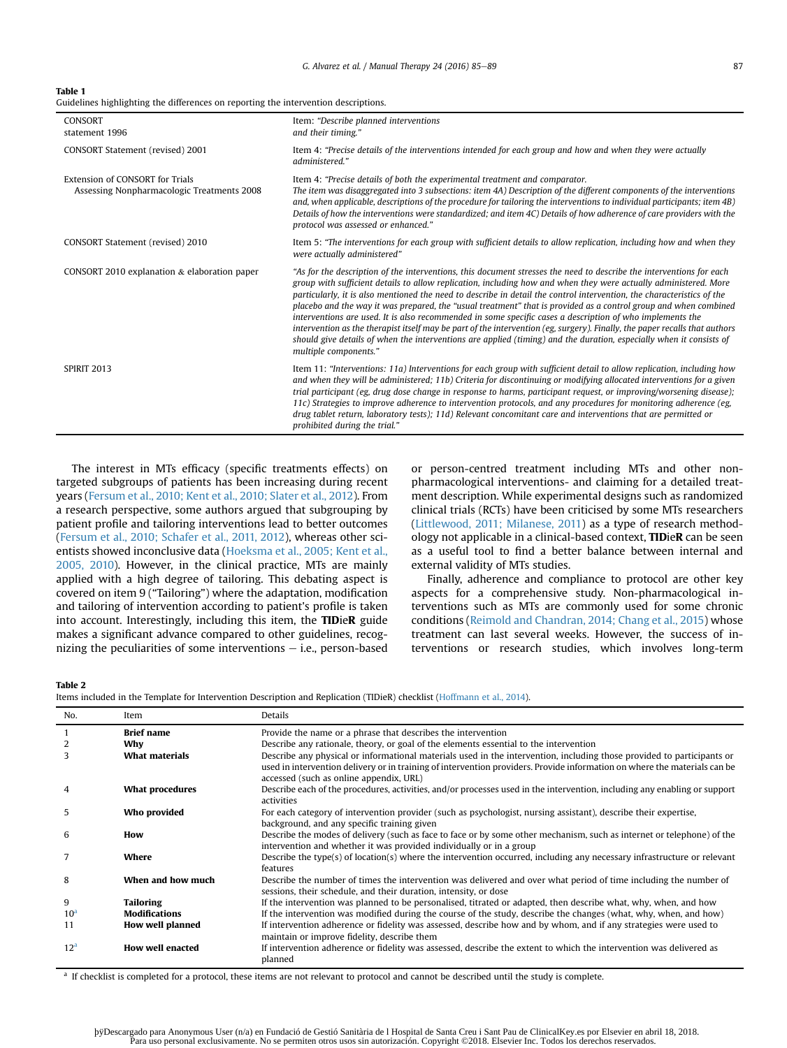**Table 1**
Guidelines highlighting the differences on reporting the intervention descriptions.

| | |
|---|---|
| CONSORT statement 1996 | Item: *"Describe planned interventions and their timing."* |
| CONSORT Statement (revised) 2001 | Item 4: *"Precise details of the interventions intended for each group and how and when they were actually administered."* |
| Extension of CONSORT for Trials Assessing Nonpharmacologic Treatments 2008 | Item 4: *"Precise details of both the experimental treatment and comparator. The item was disaggregated into 3 subsections: item 4A) Description of the different components of the interventions and, when applicable, descriptions of the procedure for tailoring the interventions to individual participants; item 4B) Details of how the interventions were standardized; and item 4C) Details of how adherence of care providers with the protocol was assessed or enhanced."* |
| CONSORT Statement (revised) 2010 | Item 5: *"The interventions for each group with sufficient details to allow replication, including how and when they were actually administered"* |
| CONSORT 2010 explanation & elaboration paper | *"As for the description of the interventions, this document stresses the need to describe the interventions for each group with sufficient details to allow replication, including how and when they were actually administered. More particularly, it is also mentioned the need to describe in detail the control intervention, the characteristics of the placebo and the way it was prepared, the "usual treatment" that is provided as a control group and when combined interventions are used. It is also recommended in some specific cases a description of who implements the intervention as the therapist itself may be part of the intervention (eg, surgery). Finally, the paper recalls that authors should give details of when the interventions are applied (timing) and the duration, especially when it consists of multiple components."* |
| SPIRIT 2013 | Item 11: *"Interventions: 11a) Interventions for each group with sufficient detail to allow replication, including how and when they will be administered; 11b) Criteria for discontinuing or modifying allocated interventions for a given trial participant (eg, drug dose change in response to harms, participant request, or improving/worsening disease); 11c) Strategies to improve adherence to intervention protocols, and any procedures for monitoring adherence (eg, drug tablet return, laboratory tests); 11d) Relevant concomitant care and interventions that are permitted or prohibited during the trial."* |

The interest in MTs efficacy (specific treatments effects) on targeted subgroups of patients has been increasing during recent years (Fersum et al., 2010; Kent et al., 2010; Slater et al., 2012). From a research perspective, some authors argued that subgrouping by patient profile and tailoring interventions lead to better outcomes (Fersum et al., 2010; Schafer et al., 2011, 2012), whereas other scientists showed inconclusive data (Hoeksma et al., 2005; Kent et al., 2005, 2010). However, in the clinical practice, MTs are mainly applied with a high degree of tailoring. This debating aspect is covered on item 9 ("Tailoring") where the adaptation, modification and tailoring of intervention according to patient's profile is taken into account. Interestingly, including this item, the **TID**ie**R** guide makes a significant advance compared to other guidelines, recognizing the peculiarities of some interventions – i.e., person-based or person-centred treatment including MTs and other non-pharmacological interventions- and claiming for a detailed treatment description. While experimental designs such as randomized clinical trials (RCTs) have been criticised by some MTs researchers (Littlewood, 2011; Milanese, 2011) as a type of research methodology not applicable in a clinical-based context, **TID**ie**R** can be seen as a useful tool to find a better balance between internal and external validity of MTs studies.

Finally, adherence and compliance to protocol are other key aspects for a comprehensive study. Non-pharmacological interventions such as MTs are commonly used for some chronic conditions (Reimold and Chandran, 2014; Chang et al., 2015) whose treatment can last several weeks. However, the success of interventions or research studies, which involves long-term

**Table 2**
Items included in the Template for Intervention Description and Replication (TIDieR) checklist (Hoffmann et al., 2014).

| No. | Item | Details |
|---|---|---|
| 1 | **Brief name** | Provide the name or a phrase that describes the intervention |
| 2 | **Why** | Describe any rationale, theory, or goal of the elements essential to the intervention |
| 3 | **What materials** | Describe any physical or informational materials used in the intervention, including those provided to participants or used in intervention delivery or in training of intervention providers. Provide information on where the materials can be accessed (such as online appendix, URL) |
| 4 | **What procedures** | Describe each of the procedures, activities, and/or processes used in the intervention, including any enabling or support activities |
| 5 | **Who provided** | For each category of intervention provider (such as psychologist, nursing assistant), describe their expertise, background, and any specific training given |
| 6 | **How** | Describe the modes of delivery (such as face to face or by some other mechanism, such as internet or telephone) of the intervention and whether it was provided individually or in a group |
| 7 | **Where** | Describe the type(s) of location(s) where the intervention occurred, including any necessary infrastructure or relevant features |
| 8 | **When and how much** | Describe the number of times the intervention was delivered and over what period of time including the number of sessions, their schedule, and their duration, intensity, or dose |
| 9 | **Tailoring** | If the intervention was planned to be personalised, titrated or adapted, then describe what, why, when, and how |
| 10[a] | **Modifications** | If the intervention was modified during the course of the study, describe the changes (what, why, when, and how) |
| 11 | **How well planned** | If intervention adherence or fidelity was assessed, describe how and by whom, and if any strategies were used to maintain or improve fidelity, describe them |
| 12[a] | **How well enacted** | If intervention adherence or fidelity was assessed, describe the extent to which the intervention was delivered as planned |

[a] If checklist is completed for a protocol, these items are not relevant to protocol and cannot be described until the study is complete.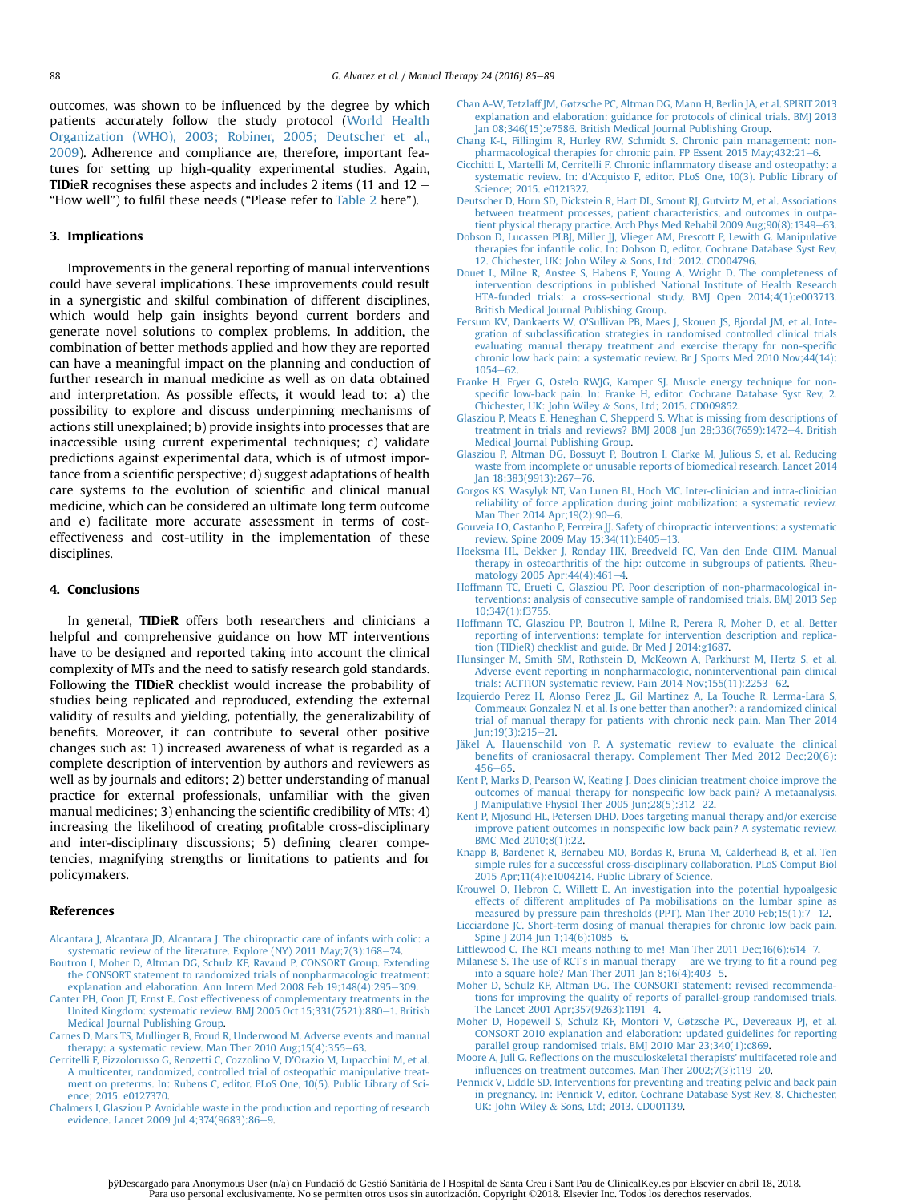outcomes, was shown to be influenced by the degree by which patients accurately follow the study protocol (World Health Organization (WHO), 2003; Robiner, 2005; Deutscher et al., 2009). Adherence and compliance are, therefore, important features for setting up high-quality experimental studies. Again, **TIDieR** recognises these aspects and includes 2 items (11 and 12 – "How well") to fulfil these needs ("Please refer to Table 2 here").

## 3. Implications

Improvements in the general reporting of manual interventions could have several implications. These improvements could result in a synergistic and skilful combination of different disciplines, which would help gain insights beyond current borders and generate novel solutions to complex problems. In addition, the combination of better methods applied and how they are reported can have a meaningful impact on the planning and conduction of further research in manual medicine as well as on data obtained and interpretation. As possible effects, it would lead to: a) the possibility to explore and discuss underpinning mechanisms of actions still unexplained; b) provide insights into processes that are inaccessible using current experimental techniques; c) validate predictions against experimental data, which is of utmost importance from a scientific perspective; d) suggest adaptations of health care systems to the evolution of scientific and clinical manual medicine, which can be considered an ultimate long term outcome and e) facilitate more accurate assessment in terms of cost-effectiveness and cost-utility in the implementation of these disciplines.

## 4. Conclusions

In general, **TIDieR** offers both researchers and clinicians a helpful and comprehensive guidance on how MT interventions have to be designed and reported taking into account the clinical complexity of MTs and the need to satisfy research gold standards. Following the **TIDieR** checklist would increase the probability of studies being replicated and reproduced, extending the external validity of results and yielding, potentially, the generalizability of benefits. Moreover, it can contribute to several other positive changes such as: 1) increased awareness of what is regarded as a complete description of intervention by authors and reviewers as well as by journals and editors; 2) better understanding of manual practice for external professionals, unfamiliar with the given manual medicines; 3) enhancing the scientific credibility of MTs; 4) increasing the likelihood of creating profitable cross-disciplinary and inter-disciplinary discussions; 5) defining clearer competencies, magnifying strengths or limitations to patients and for policymakers.

## References

Alcantara J, Alcantara JD, Alcantara J. The chiropractic care of infants with colic: a systematic review of the literature. Explore (NY) 2011 May;7(3):168–74.

Boutron I, Moher D, Altman DG, Schulz KF, Ravaud P, CONSORT Group. Extending the CONSORT statement to randomized trials of nonpharmacologic treatment: explanation and elaboration. Ann Intern Med 2008 Feb 19;148(4):295–309.

Canter PH, Coon JT, Ernst E. Cost effectiveness of complementary treatments in the United Kingdom: systematic review. BMJ 2005 Oct 15;331(7521):880–1. British Medical Journal Publishing Group.

Carnes D, Mars TS, Mullinger B, Froud R, Underwood M. Adverse events and manual therapy: a systematic review. Man Ther 2010 Aug;15(4):355–63.

Cerritelli F, Pizzolorusso G, Renzetti C, Cozzolino V, D'Orazio M, Lupacchini M, et al. A multicenter, randomized, controlled trial of osteopathic manipulative treatment on preterms. In: Rubens C, editor. PLoS One, 10(5). Public Library of Science; 2015. e0127370.

Chalmers I, Glasziou P. Avoidable waste in the production and reporting of research evidence. Lancet 2009 Jul 4;374(9683):86–9.

Chan A-W, Tetzlaff JM, Gøtzsche PC, Altman DG, Mann H, Berlin JA, et al. SPIRIT 2013 explanation and elaboration: guidance for protocols of clinical trials. BMJ 2013 Jan 08;346(15):e7586. British Medical Journal Publishing Group.

Chang K-L, Fillingim R, Hurley RW, Schmidt S. Chronic pain management: nonpharmacological therapies for chronic pain. FP Essent 2015 May;432:21–6.

Cicchitti L, Martelli M, Cerritelli F. Chronic inflammatory disease and osteopathy: a systematic review. In: d'Acquisto F, editor. PLoS One, 10(3). Public Library of Science; 2015. e0121327.

Deutscher D, Horn SD, Dickstein R, Hart DL, Smout RJ, Gutvirtz M, et al. Associations between treatment processes, patient characteristics, and outcomes in outpatient physical therapy practice. Arch Phys Med Rehabil 2009 Aug;90(8):1349–63.

Dobson D, Lucassen PLBJ, Miller JJ, Vlieger AM, Prescott P, Lewith G. Manipulative therapies for infantile colic. In: Dobson D, editor. Cochrane Database Syst Rev, 12. Chichester, UK: John Wiley & Sons, Ltd; 2012. CD004796.

Douet L, Milne R, Anstee S, Habens F, Young A, Wright D. The completeness of intervention descriptions in published National Institute of Health Research HTA-funded trials: a cross-sectional study. BMJ Open 2014;4(1):e003713. British Medical Journal Publishing Group.

Fersum KV, Dankaerts W, O'Sullivan PB, Maes J, Skouen JS, Bjordal JM, et al. Integration of subclassification strategies in randomised controlled clinical trials evaluating manual therapy treatment and exercise therapy for non-specific chronic low back pain: a systematic review. Br J Sports Med 2010 Nov;44(14):1054–62.

Franke H, Fryer G, Ostelo RWJG, Kamper SJ. Muscle energy technique for non-specific low-back pain. In: Franke H, editor. Cochrane Database Syst Rev, 2. Chichester, UK: John Wiley & Sons, Ltd; 2015. CD009852.

Glasziou P, Meats E, Heneghan C, Shepperd S. What is missing from descriptions of treatment in trials and reviews? BMJ 2008 Jun 28;336(7659):1472–4. British Medical Journal Publishing Group.

Glasziou P, Altman DG, Bossuyt P, Boutron I, Clarke M, Julious S, et al. Reducing waste from incomplete or unusable reports of biomedical research. Lancet 2014 Jan 18;383(9913):267–76.

Gorgos KS, Wasylyk NT, Van Lunen BL, Hoch MC. Inter-clinician and intra-clinician reliability of force application during joint mobilization: a systematic review. Man Ther 2014 Apr;19(2):90–6.

Gouveia LO, Castanho P, Ferreira JJ. Safety of chiropractic interventions: a systematic review. Spine 2009 May 15;34(11):E405–13.

Hoeksma HL, Dekker J, Ronday HK, Breedveld FC, Van den Ende CHM. Manual therapy in osteoarthritis of the hip: outcome in subgroups of patients. Rheumatology 2005 Apr;44(4):461–4.

Hoffmann TC, Erueti C, Glasziou PP. Poor description of non-pharmacological interventions: analysis of consecutive sample of randomised trials. BMJ 2013 Sep 10;347(1):f3755.

Hoffmann TC, Glasziou PP, Boutron I, Milne R, Perera R, Moher D, et al. Better reporting of interventions: template for intervention description and replication (TIDieR) checklist and guide. Br Med J 2014:g1687.

Hunsinger M, Smith SM, Rothstein D, McKeown A, Parkhurst M, Hertz S, et al. Adverse event reporting in nonpharmacologic, noninterventional pain clinical trials: ACTTION systematic review. Pain 2014 Nov;155(11):2253–62.

Izquierdo Perez H, Alonso Perez JL, Gil Martinez A, La Touche R, Lerma-Lara S, Commeaux Gonzalez N, et al. Is one better than another?: a randomized clinical trial of manual therapy for patients with chronic neck pain. Man Ther 2014 Jun;19(3):215–21.

Jäkel A, Hauenschild von P. A systematic review to evaluate the clinical benefits of craniosacral therapy. Complement Ther Med 2012 Dec;20(6):456–65.

Kent P, Marks D, Pearson W, Keating J. Does clinician treatment choice improve the outcomes of manual therapy for nonspecific low back pain? A metaanalysis. J Manipulative Physiol Ther 2005 Jun;28(5):312–22.

Kent P, Mjosund HL, Petersen DHD. Does targeting manual therapy and/or exercise improve patient outcomes in nonspecific low back pain? A systematic review. BMC Med 2010;8(1):22.

Knapp B, Bardenet R, Bernabeu MO, Bordas R, Bruna M, Calderhead B, et al. Ten simple rules for a successful cross-disciplinary collaboration. PLoS Comput Biol 2015 Apr;11(4):e1004214. Public Library of Science.

Krouwel O, Hebron C, Willett E. An investigation into the potential hypoalgesic effects of different amplitudes of Pa mobilisations on the lumbar spine as measured by pressure pain thresholds (PPT). Man Ther 2010 Feb;15(1):7–12.

Licciardone JC. Short-term dosing of manual therapies for chronic low back pain. Spine J 2014 Jun 1;14(6):1085–6.

Littlewood C. The RCT means nothing to me! Man Ther 2011 Dec;16(6):614–7.

Milanese S. The use of RCT's in manual therapy – are we trying to fit a round peg into a square hole? Man Ther 2011 Jan 8;16(4):403–5.

Moher D, Schulz KF, Altman DG. The CONSORT statement: revised recommendations for improving the quality of reports of parallel-group randomised trials. The Lancet 2001 Apr;357(9263):1191–4.

Moher D, Hopewell S, Schulz KF, Montori V, Gøtzsche PC, Devereaux PJ, et al. CONSORT 2010 explanation and elaboration: updated guidelines for reporting parallel group randomised trials. BMJ 2010 Mar 23;340(1):c869.

Moore A, Jull G. Reflections on the musculoskeletal therapists' multifaceted role and influences on treatment outcomes. Man Ther 2002;7(3):119–20.

Pennick V, Liddle SD. Interventions for preventing and treating pelvic and back pain in pregnancy. In: Pennick V, editor. Cochrane Database Syst Rev, 8. Chichester, UK: John Wiley & Sons, Ltd; 2013. CD001139.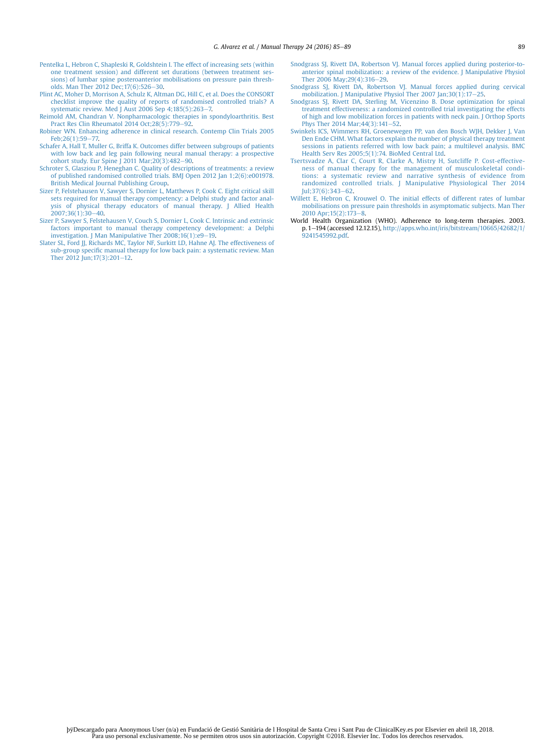Pentelka L, Hebron C, Shapleski R, Goldshtein I. The effect of increasing sets (within one treatment session) and different set durations (between treatment sessions) of lumbar spine posteroanterior mobilisations on pressure pain thresholds. Man Ther 2012 Dec;17(6):526–30.

Plint AC, Moher D, Morrison A, Schulz K, Altman DG, Hill C, et al. Does the CONSORT checklist improve the quality of reports of randomised controlled trials? A systematic review. Med J Aust 2006 Sep 4;185(5):263–7.

Reimold AM, Chandran V. Nonpharmacologic therapies in spondyloarthritis. Best Pract Res Clin Rheumatol 2014 Oct;28(5):779–92.

Robiner WN. Enhancing adherence in clinical research. Contemp Clin Trials 2005 Feb;26(1):59–77.

Schafer A, Hall T, Muller G, Briffa K. Outcomes differ between subgroups of patients with low back and leg pain following neural manual therapy: a prospective cohort study. Eur Spine J 2011 Mar;20(3):482–90.

Schroter S, Glasziou P, Heneghan C. Quality of descriptions of treatments: a review of published randomised controlled trials. BMJ Open 2012 Jan 1;2(6):e001978. British Medical Journal Publishing Group.

Sizer P, Felstehausen V, Sawyer S, Dornier L, Matthews P, Cook C. Eight critical skill sets required for manual therapy competency: a Delphi study and factor analysis of physical therapy educators of manual therapy. J Allied Health 2007;36(1):30–40.

Sizer P, Sawyer S, Felstehausen V, Couch S, Dornier L, Cook C. Intrinsic and extrinsic factors important to manual therapy competency development: a Delphi investigation. J Man Manipulative Ther 2008;16(1):e9–19.

Slater SL, Ford JJ, Richards MC, Taylor NF, Surkitt LD, Hahne AJ. The effectiveness of sub-group specific manual therapy for low back pain: a systematic review. Man Ther 2012 Jun;17(3):201–12.

Snodgrass SJ, Rivett DA, Robertson VJ. Manual forces applied during posterior-to-anterior spinal mobilization: a review of the evidence. J Manipulative Physiol Ther 2006 May;29(4):316–29.

Snodgrass SJ, Rivett DA, Robertson VJ. Manual forces applied during cervical mobilization. J Manipulative Physiol Ther 2007 Jan;30(1):17–25.

Snodgrass SJ, Rivett DA, Sterling M, Vicenzino B. Dose optimization for spinal treatment effectiveness: a randomized controlled trial investigating the effects of high and low mobilization forces in patients with neck pain. J Orthop Sports Phys Ther 2014 Mar;44(3):141–52.

Swinkels ICS, Wimmers RH, Groenewegen PP, van den Bosch WJH, Dekker J, Van Den Ende CHM. What factors explain the number of physical therapy treatment sessions in patients referred with low back pain; a multilevel analysis. BMC Health Serv Res 2005;5(1):74. BioMed Central Ltd.

Tsertsvadze A, Clar C, Court R, Clarke A, Mistry H, Sutcliffe P. Cost-effectiveness of manual therapy for the management of musculoskeletal conditions: a systematic review and narrative synthesis of evidence from randomized controlled trials. J Manipulative Physiological Ther 2014 Jul;37(6):343–62.

Willett E, Hebron C, Krouwel O. The initial effects of different rates of lumbar mobilisations on pressure pain thresholds in asymptomatic subjects. Man Ther 2010 Apr;15(2):173–8.

World Health Organization (WHO). Adherence to long-term therapies. 2003. p. 1–194 (accessed 12.12.15), http://apps.who.int/iris/bitstream/10665/42682/1/9241545992.pdf.